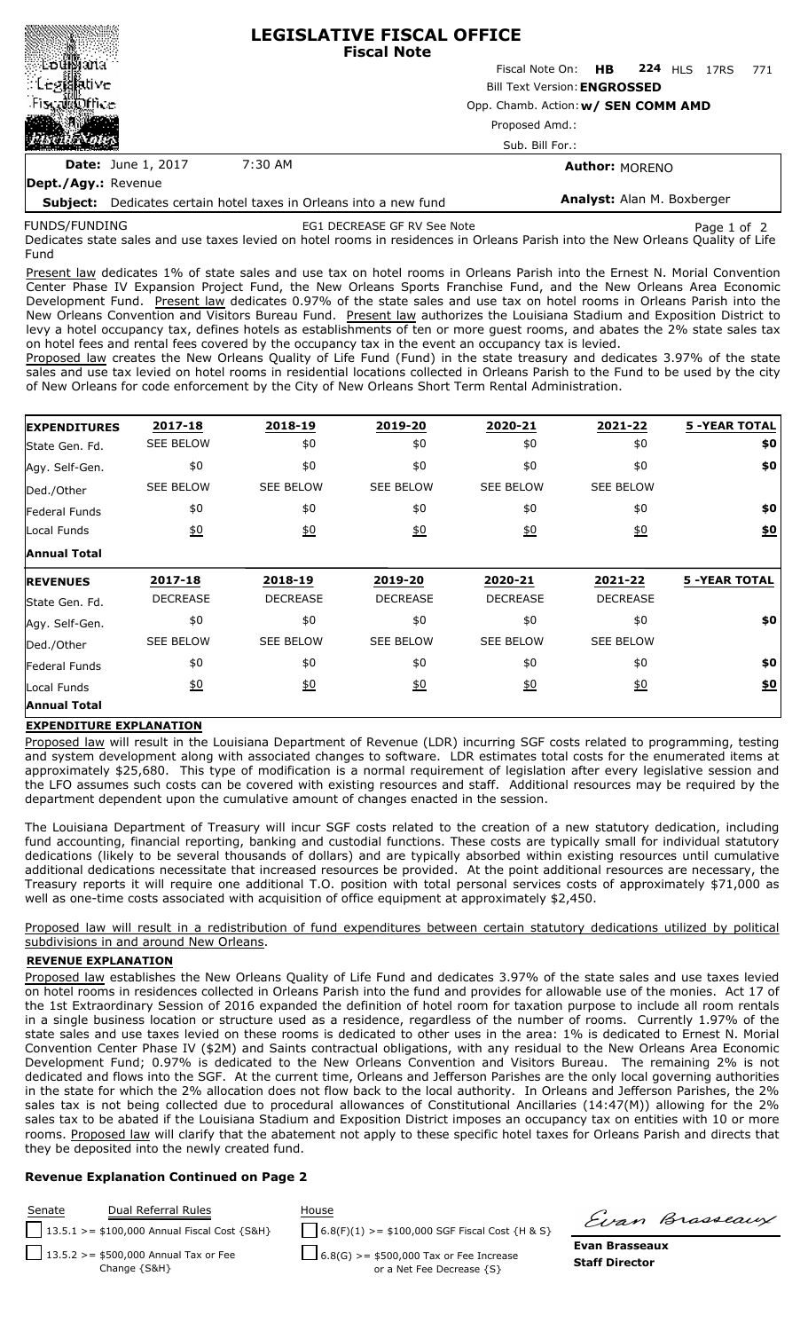# LEGISLATIVE FISCAL OFFICE
## Fiscal Note

Fiscal Note On: **HB 224** HLS 17RS 771

Bill Text Version: **ENGROSSED**

Opp. Chamb. Action: **w/ SEN COMM AMD**

Proposed Amd.:

Sub. Bill For.:

**Date:** June 1, 2017 7:30 AM

**Author:** MORENO

**Dept./Agy.:** Revenue

**Subject:** Dedicates certain hotel taxes in Orleans into a new fund

**Analyst:** Alan M. Boxberger

FUNDS/FUNDING EG1 DECREASE GF RV See Note

Dedicates state sales and use taxes levied on hotel rooms in residences in Orleans Parish into the New Orleans Quality of Life Fund

Present law dedicates 1% of state sales and use tax on hotel rooms in Orleans Parish into the Ernest N. Morial Convention Center Phase IV Expansion Project Fund, the New Orleans Sports Franchise Fund, and the New Orleans Area Economic Development Fund. Present law dedicates 0.97% of the state sales and use tax on hotel rooms in Orleans Parish into the New Orleans Convention and Visitors Bureau Fund. Present law authorizes the Louisiana Stadium and Exposition District to levy a hotel occupancy tax, defines hotels as establishments of ten or more guest rooms, and abates the 2% state sales tax on hotel fees and rental fees covered by the occupancy tax in the event an occupancy tax is levied.

Proposed law creates the New Orleans Quality of Life Fund (Fund) in the state treasury and dedicates 3.97% of the state sales and use tax levied on hotel rooms in residential locations collected in Orleans Parish to the Fund to be used by the city of New Orleans for code enforcement by the City of New Orleans Short Term Rental Administration.

| EXPENDITURES | 2017-18 | 2018-19 | 2019-20 | 2020-21 | 2021-22 | 5 -YEAR TOTAL |
|---|---|---|---|---|---|---|
| State Gen. Fd. | SEE BELOW | $0 | $0 | $0 | $0 | $0 |
| Agy. Self-Gen. | $0 | $0 | $0 | $0 | $0 | $0 |
| Ded./Other | SEE BELOW | SEE BELOW | SEE BELOW | SEE BELOW | SEE BELOW | |
| Federal Funds | $0 | $0 | $0 | $0 | $0 | $0 |
| Local Funds | $0 | $0 | $0 | $0 | $0 | $0 |
| **Annual Total** | | | | | | |
| **REVENUES** | **2017-18** | **2018-19** | **2019-20** | **2020-21** | **2021-22** | **5 -YEAR TOTAL** |
| State Gen. Fd. | DECREASE | DECREASE | DECREASE | DECREASE | DECREASE | |
| Agy. Self-Gen. | $0 | $0 | $0 | $0 | $0 | $0 |
| Ded./Other | SEE BELOW | SEE BELOW | SEE BELOW | SEE BELOW | SEE BELOW | |
| Federal Funds | $0 | $0 | $0 | $0 | $0 | $0 |
| Local Funds | $0 | $0 | $0 | $0 | $0 | $0 |
| **Annual Total** | | | | | | |

### EXPENDITURE EXPLANATION

Proposed law will result in the Louisiana Department of Revenue (LDR) incurring SGF costs related to programming, testing and system development along with associated changes to software. LDR estimates total costs for the enumerated items at approximately $25,680. This type of modification is a normal requirement of legislation after every legislative session and the LFO assumes such costs can be covered with existing resources and staff. Additional resources may be required by the department dependent upon the cumulative amount of changes enacted in the session.

The Louisiana Department of Treasury will incur SGF costs related to the creation of a new statutory dedication, including fund accounting, financial reporting, banking and custodial functions. These costs are typically small for individual statutory dedications (likely to be several thousands of dollars) and are typically absorbed within existing resources until cumulative additional dedications necessitate that increased resources be provided. At the point additional resources are necessary, the Treasury reports it will require one additional T.O. position with total personal services costs of approximately $71,000 as well as one-time costs associated with acquisition of office equipment at approximately $2,450.

Proposed law will result in a redistribution of fund expenditures between certain statutory dedications utilized by political subdivisions in and around New Orleans.

### REVENUE EXPLANATION

Proposed law establishes the New Orleans Quality of Life Fund and dedicates 3.97% of the state sales and use taxes levied on hotel rooms in residences collected in Orleans Parish into the fund and provides for allowable use of the monies. Act 17 of the 1st Extraordinary Session of 2016 expanded the definition of hotel room for taxation purpose to include all room rentals in a single business location or structure used as a residence, regardless of the number of rooms. Currently 1.97% of the state sales and use taxes levied on these rooms is dedicated to other uses in the area: 1% is dedicated to Ernest N. Morial Convention Center Phase IV ($2M) and Saints contractual obligations, with any residual to the New Orleans Area Economic Development Fund; 0.97% is dedicated to the New Orleans Convention and Visitors Bureau. The remaining 2% is not dedicated and flows into the SGF. At the current time, Orleans and Jefferson Parishes are the only local governing authorities in the state for which the 2% allocation does not flow back to the local authority. In Orleans and Jefferson Parishes, the 2% sales tax is not being collected due to procedural allowances of Constitutional Ancillaries (14:47(M)) allowing for the 2% sales tax to be abated if the Louisiana Stadium and Exposition District imposes an occupancy tax on entities with 10 or more rooms. Proposed law will clarify that the abatement not apply to these specific hotel taxes for Orleans Parish and directs that they be deposited into the newly created fund.

**Revenue Explanation Continued on Page 2**

| Senate | Dual Referral Rules | House |
|---|---|---|
| ☐ | 13.5.1 >= $100,000 Annual Fiscal Cost {S&H} | ☐ 6.8(F)(1) >= $100,000 SGF Fiscal Cost {H & S} |
| ☐ | 13.5.2 >= $500,000 Annual Tax or Fee Change {S&H} | ☐ 6.8(G) >= $500,000 Tax or Fee Increase or a Net Fee Decrease {S} |

Evan Brasseaux

**Evan Brasseaux**
**Staff Director**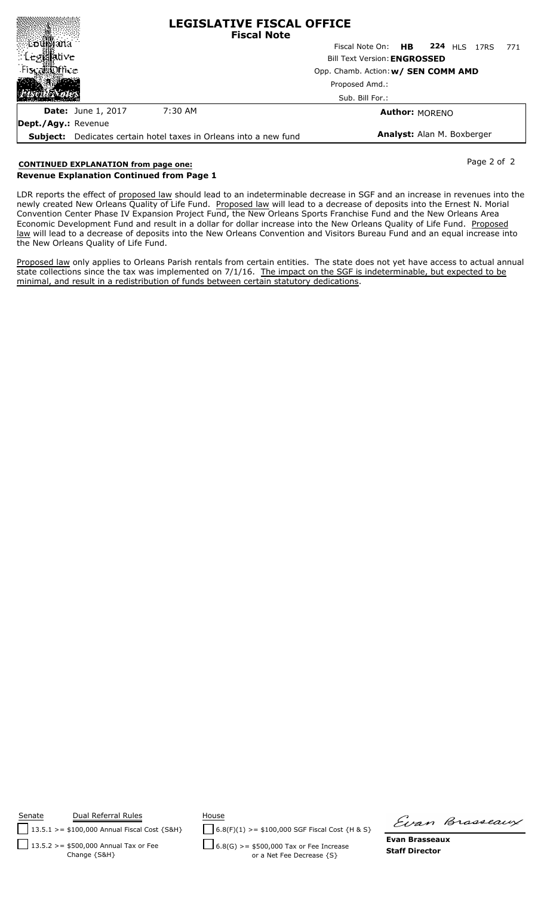# LEGISLATIVE FISCAL OFFICE

**Fiscal Note**

Fiscal Note On: **HB 224** HLS 17RS 771

Bill Text Version: **ENGROSSED**

Opp. Chamb. Action: **w/ SEN COMM AMD**

Proposed Amd.:

Sub. Bill For.:

**Date:** June 1, 2017 7:30 AM

**Author:** MORENO

**Dept./Agy.:** Revenue

**Subject:** Dedicates certain hotel taxes in Orleans into a new fund

**Analyst:** Alan M. Boxberger

**CONTINUED EXPLANATION from page one:**

**Revenue Explanation Continued from Page 1**

LDR reports the effect of proposed law should lead to an indeterminable decrease in SGF and an increase in revenues into the newly created New Orleans Quality of Life Fund. Proposed law will lead to a decrease of deposits into the Ernest N. Morial Convention Center Phase IV Expansion Project Fund, the New Orleans Sports Franchise Fund and the New Orleans Area Economic Development Fund and result in a dollar for dollar increase into the New Orleans Quality of Life Fund. Proposed law will lead to a decrease of deposits into the New Orleans Convention and Visitors Bureau Fund and an equal increase into the New Orleans Quality of Life Fund.

Proposed law only applies to Orleans Parish rentals from certain entities. The state does not yet have access to actual annual state collections since the tax was implemented on 7/1/16. The impact on the SGF is indeterminable, but expected to be minimal, and result in a redistribution of funds between certain statutory dedications.

| Senate | Dual Referral Rules | House |
|---|---|---|
| ☐ 13.5.1 >= $100,000 Annual Fiscal Cost {S&H} | | ☐ 6.8(F)(1) >= $100,000 SGF Fiscal Cost {H & S} |
| ☐ 13.5.2 >= $500,000 Annual Tax or Fee Change {S&H} | | ☐ 6.8(G) >= $500,000 Tax or Fee Increase or a Net Fee Decrease {S} |

Evan Brasseaux

**Evan Brasseaux**
**Staff Director**